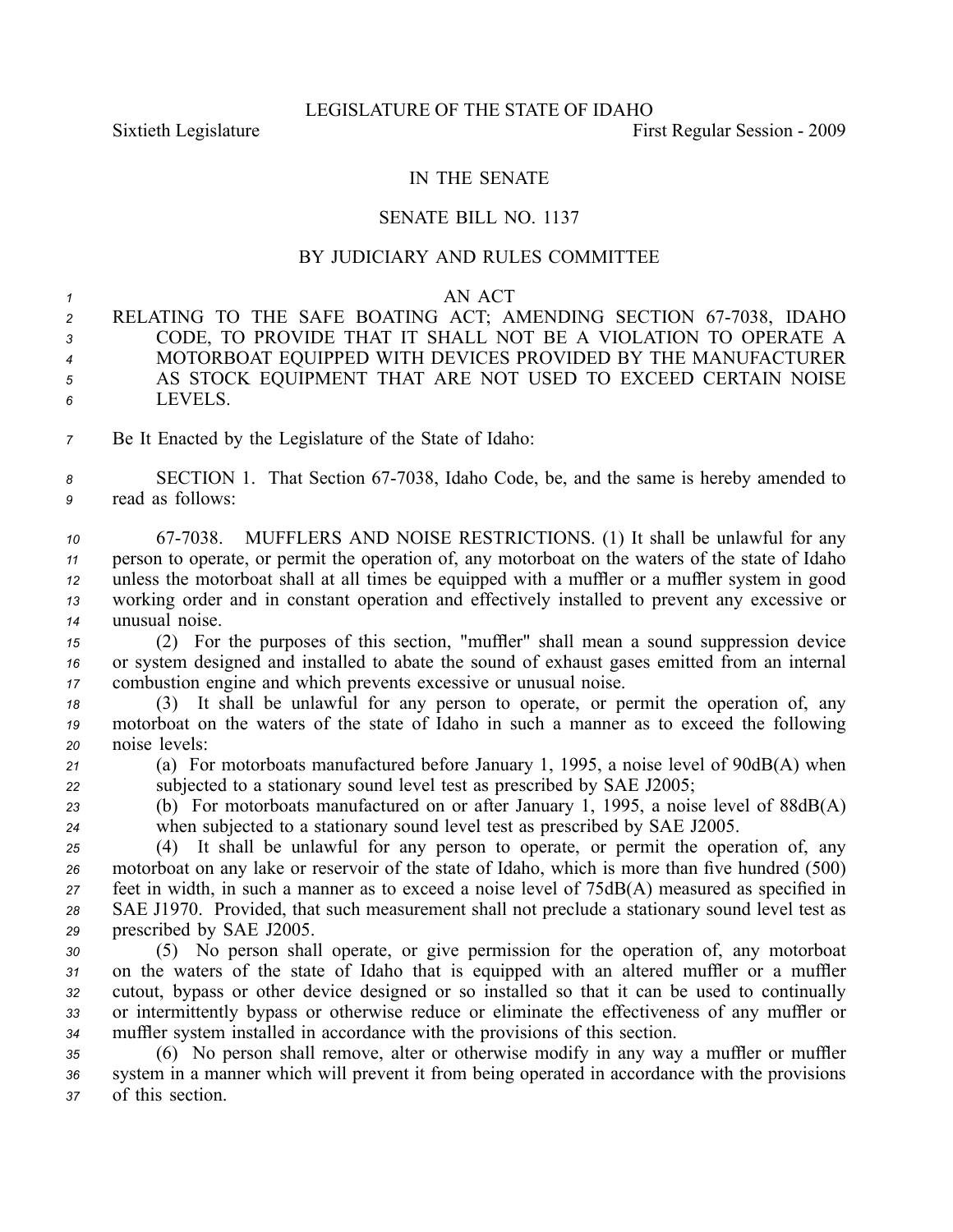LEGISLATURE OF THE STATE OF IDAHO

Sixtieth Legislature First Regular Session - 2009

IN THE SENATE

SENATE BILL NO. 1137

BY JUDICIARY AND RULES COMMITTEE

AN ACT

RELATING TO THE SAFE BOATING ACT; AMENDING SECTION 67-7038, IDAHO CODE, TO PROVIDE THAT IT SHALL NOT BE A VIOLATION TO OPERATE A MOTORBOAT EQUIPPED WITH DEVICES PROVIDED BY THE MANUFACTURER AS STOCK EQUIPMENT THAT ARE NOT USED TO EXCEED CERTAIN NOISE LEVELS.

Be It Enacted by the Legislature of the State of Idaho:

SECTION 1. That Section 67-7038, Idaho Code, be, and the same is hereby amended to read as follows:

67-7038. MUFFLERS AND NOISE RESTRICTIONS. (1) It shall be unlawful for any person to operate, or permit the operation of, any motorboat on the waters of the state of Idaho unless the motorboat shall at all times be equipped with a muffler or a muffler system in good working order and in constant operation and effectively installed to prevent any excessive or unusual noise.

(2) For the purposes of this section, "muffler" shall mean a sound suppression device or system designed and installed to abate the sound of exhaust gases emitted from an internal combustion engine and which prevents excessive or unusual noise.

(3) It shall be unlawful for any person to operate, or permit the operation of, any motorboat on the waters of the state of Idaho in such a manner as to exceed the following noise levels:

(a) For motorboats manufactured before January 1, 1995, a noise level of 90dB(A) when subjected to a stationary sound level test as prescribed by SAE J2005;

(b) For motorboats manufactured on or after January 1, 1995, a noise level of 88dB(A) when subjected to a stationary sound level test as prescribed by SAE J2005.

(4) It shall be unlawful for any person to operate, or permit the operation of, any motorboat on any lake or reservoir of the state of Idaho, which is more than five hundred (500) feet in width, in such a manner as to exceed a noise level of 75dB(A) measured as specified in SAE J1970. Provided, that such measurement shall not preclude a stationary sound level test as prescribed by SAE J2005.

(5) No person shall operate, or give permission for the operation of, any motorboat on the waters of the state of Idaho that is equipped with an altered muffler or a muffler cutout, bypass or other device designed or so installed so that it can be used to continually or intermittently bypass or otherwise reduce or eliminate the effectiveness of any muffler or muffler system installed in accordance with the provisions of this section.

(6) No person shall remove, alter or otherwise modify in any way a muffler or muffler system in a manner which will prevent it from being operated in accordance with the provisions of this section.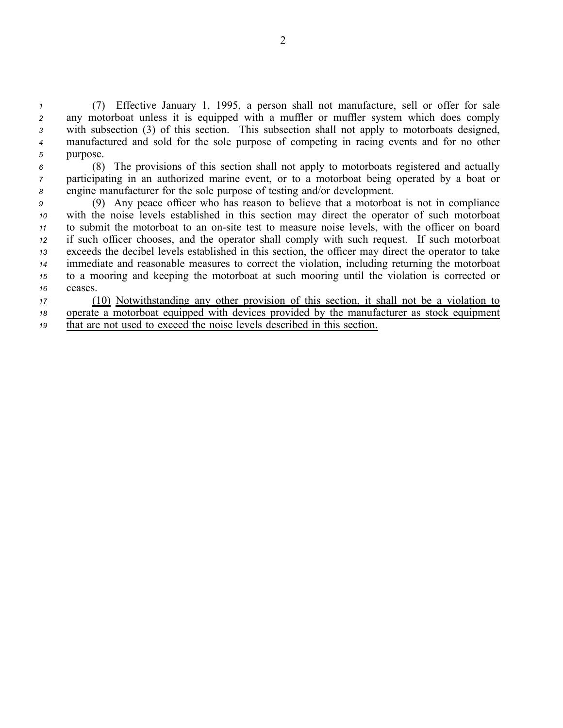(7) Effective January 1, 1995, a person shall not manufacture, sell or offer for sale any motorboat unless it is equipped with a muffler or muffler system which does comply with subsection (3) of this section. This subsection shall not apply to motorboats designed, manufactured and sold for the sole purpose of competing in racing events and for no other purpose.

(8) The provisions of this section shall not apply to motorboats registered and actually participating in an authorized marine event, or to a motorboat being operated by a boat or engine manufacturer for the sole purpose of testing and/or development.

(9) Any peace officer who has reason to believe that a motorboat is not in compliance with the noise levels established in this section may direct the operator of such motorboat to submit the motorboat to an on-site test to measure noise levels, with the officer on board if such officer chooses, and the operator shall comply with such request. If such motorboat exceeds the decibel levels established in this section, the officer may direct the operator to take immediate and reasonable measures to correct the violation, including returning the motorboat to a mooring and keeping the motorboat at such mooring until the violation is corrected or ceases.

<u>(10) Notwithstanding any other provision of this section, it shall not be a violation to operate a motorboat equipped with devices provided by the manufacturer as stock equipment that are not used to exceed the noise levels described in this section.</u>